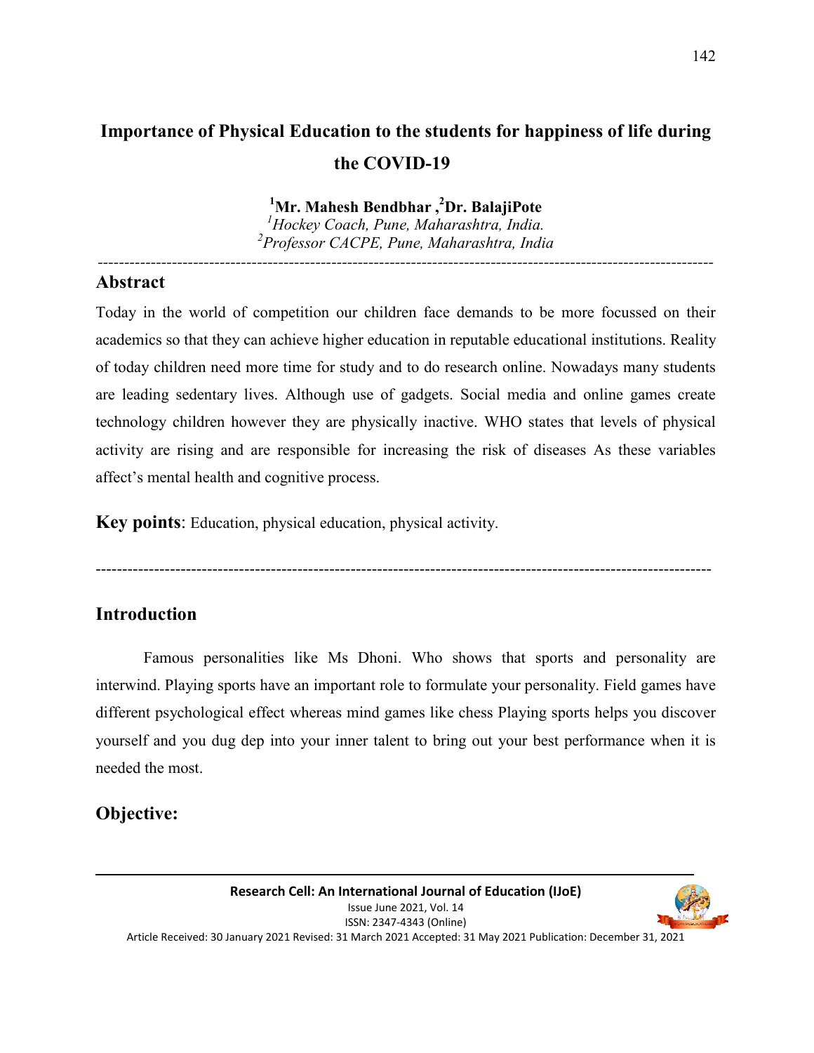# Importance of Physical Education to the students for happiness of life during the COVID-19

**[1]Mr. Mahesh Bendbhar ,[2]Dr. BalajiPote**

*[1]Hockey Coach, Pune, Maharashtra, India.*
*[2]Professor CACPE, Pune, Maharashtra, India*

---

## Abstract

Today in the world of competition our children face demands to be more focussed on their academics so that they can achieve higher education in reputable educational institutions. Reality of today children need more time for study and to do research online. Nowadays many students are leading sedentary lives. Although use of gadgets. Social media and online games create technology children however they are physically inactive. WHO states that levels of physical activity are rising and are responsible for increasing the risk of diseases As these variables affect's mental health and cognitive process.

**Key points**: Education, physical education, physical activity.

---

## Introduction

Famous personalities like Ms Dhoni. Who shows that sports and personality are interwind. Playing sports have an important role to formulate your personality. Field games have different psychological effect whereas mind games like chess Playing sports helps you discover yourself and you dug dep into your inner talent to bring out your best performance when it is needed the most.

## Objective: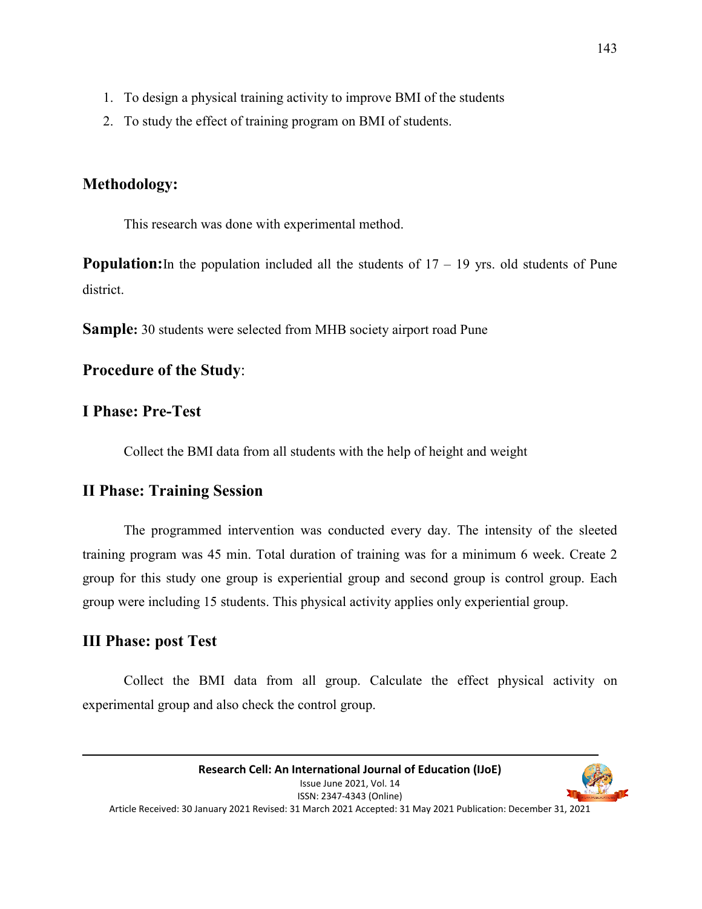1. To design a physical training activity to improve BMI of the students
2. To study the effect of training program on BMI of students.

## Methodology:

This research was done with experimental method.

**Population:**In the population included all the students of 17 – 19 yrs. old students of Pune district.

**Sample:** 30 students were selected from MHB society airport road Pune

## Procedure of the Study:

### I Phase: Pre-Test

Collect the BMI data from all students with the help of height and weight

### II Phase: Training Session

The programmed intervention was conducted every day. The intensity of the sleeted training program was 45 min. Total duration of training was for a minimum 6 week. Create 2 group for this study one group is experiential group and second group is control group. Each group were including 15 students. This physical activity applies only experiential group.

### III Phase: post Test

Collect the BMI data from all group. Calculate the effect physical activity on experimental group and also check the control group.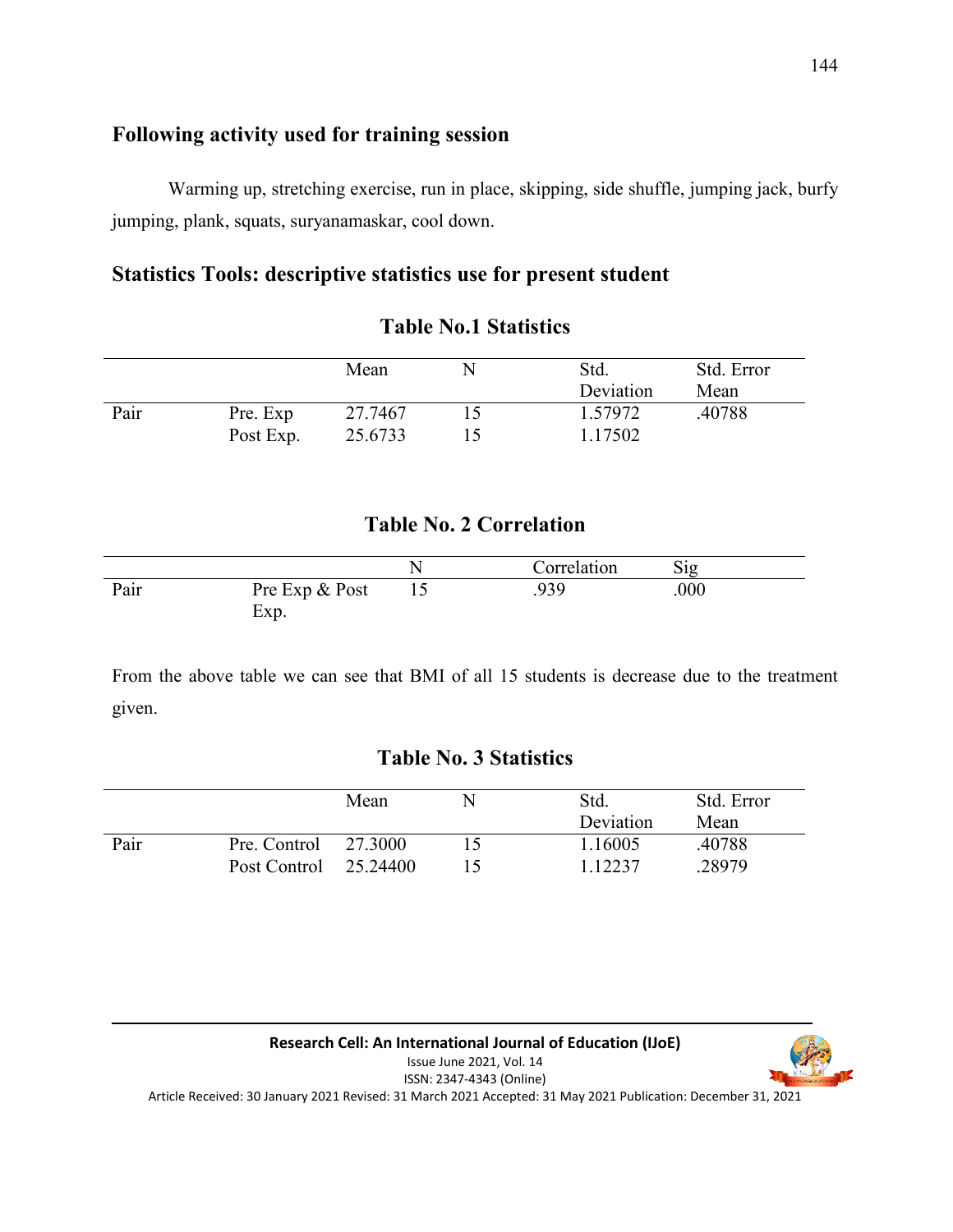## Following activity used for training session

Warming up, stretching exercise, run in place, skipping, side shuffle, jumping jack, burfy jumping, plank, squats, suryanamaskar, cool down.

## Statistics Tools: descriptive statistics use for present student

### Table No.1 Statistics

| | | Mean | N | Std. Deviation | Std. Error Mean |
|---|---|---|---|---|---|
| Pair | Pre. Exp | 27.7467 | 15 | 1.57972 | .40788 |
| | Post Exp. | 25.6733 | 15 | 1.17502 | |

### Table No. 2 Correlation

| | | N | Correlation | Sig |
|---|---|---|---|---|
| Pair | Pre Exp & Post Exp. | 15 | .939 | .000 |

From the above table we can see that BMI of all 15 students is decrease due to the treatment given.

### Table No. 3 Statistics

| | | Mean | N | Std. Deviation | Std. Error Mean |
|---|---|---|---|---|---|
| Pair | Pre. Control | 27.3000 | 15 | 1.16005 | .40788 |
| | Post Control | 25.24400 | 15 | 1.12237 | .28979 |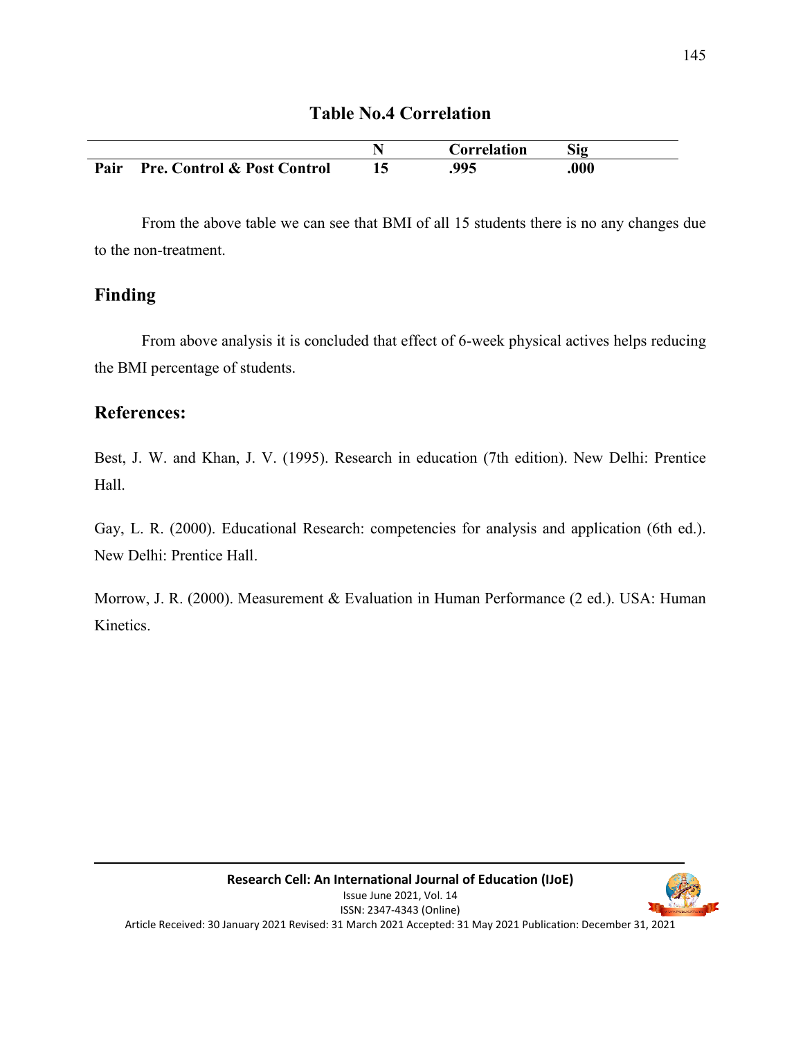**Table No.4 Correlation**

| | | N | Correlation | Sig |
|---|---|---|---|---|
| Pair | Pre. Control & Post Control | 15 | .995 | .000 |

From the above table we can see that BMI of all 15 students there is no any changes due to the non-treatment.

## Finding

From above analysis it is concluded that effect of 6-week physical actives helps reducing the BMI percentage of students.

## References:

Best, J. W. and Khan, J. V. (1995). Research in education (7th edition). New Delhi: Prentice Hall.

Gay, L. R. (2000). Educational Research: competencies for analysis and application (6th ed.). New Delhi: Prentice Hall.

Morrow, J. R. (2000). Measurement & Evaluation in Human Performance (2 ed.). USA: Human Kinetics.